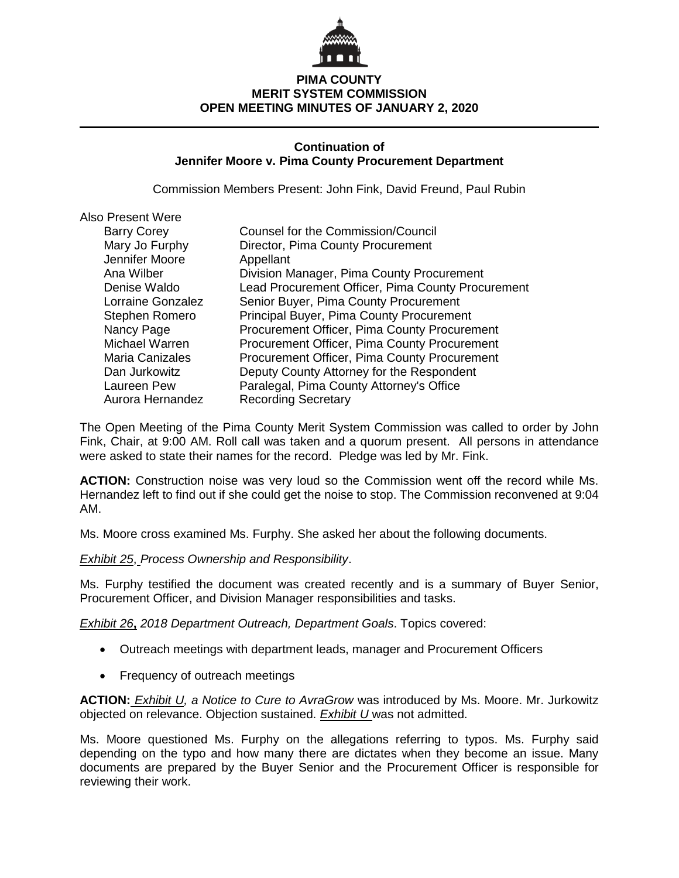# PIMA COUNTY
# MERIT SYSTEM COMMISSION
# OPEN MEETING MINUTES OF JANUARY 2, 2020

---

## Continuation of
## Jennifer Moore v. Pima County Procurement Department

Commission Members Present: John Fink, David Freund, Paul Rubin

Also Present Were

| | |
|---|---|
| Barry Corey | Counsel for the Commission/Council |
| Mary Jo Furphy | Director, Pima County Procurement |
| Jennifer Moore | Appellant |
| Ana Wilber | Division Manager, Pima County Procurement |
| Denise Waldo | Lead Procurement Officer, Pima County Procurement |
| Lorraine Gonzalez | Senior Buyer, Pima County Procurement |
| Stephen Romero | Principal Buyer, Pima County Procurement |
| Nancy Page | Procurement Officer, Pima County Procurement |
| Michael Warren | Procurement Officer, Pima County Procurement |
| Maria Canizales | Procurement Officer, Pima County Procurement |
| Dan Jurkowitz | Deputy County Attorney for the Respondent |
| Laureen Pew | Paralegal, Pima County Attorney's Office |
| Aurora Hernandez | Recording Secretary |

The Open Meeting of the Pima County Merit System Commission was called to order by John Fink, Chair, at 9:00 AM. Roll call was taken and a quorum present. All persons in attendance were asked to state their names for the record. Pledge was led by Mr. Fink.

**ACTION:** Construction noise was very loud so the Commission went off the record while Ms. Hernandez left to find out if she could get the noise to stop. The Commission reconvened at 9:04 AM.

Ms. Moore cross examined Ms. Furphy. She asked her about the following documents.

*Exhibit 25, Process Ownership and Responsibility*.

Ms. Furphy testified the document was created recently and is a summary of Buyer Senior, Procurement Officer, and Division Manager responsibilities and tasks.

*Exhibit 26*, *2018 Department Outreach, Department Goals*. Topics covered:

- Outreach meetings with department leads, manager and Procurement Officers
- Frequency of outreach meetings

**ACTION:** *Exhibit U, a Notice to Cure to AvraGrow* was introduced by Ms. Moore. Mr. Jurkowitz objected on relevance. Objection sustained. *Exhibit U* was not admitted.

Ms. Moore questioned Ms. Furphy on the allegations referring to typos. Ms. Furphy said depending on the typo and how many there are dictates when they become an issue. Many documents are prepared by the Buyer Senior and the Procurement Officer is responsible for reviewing their work.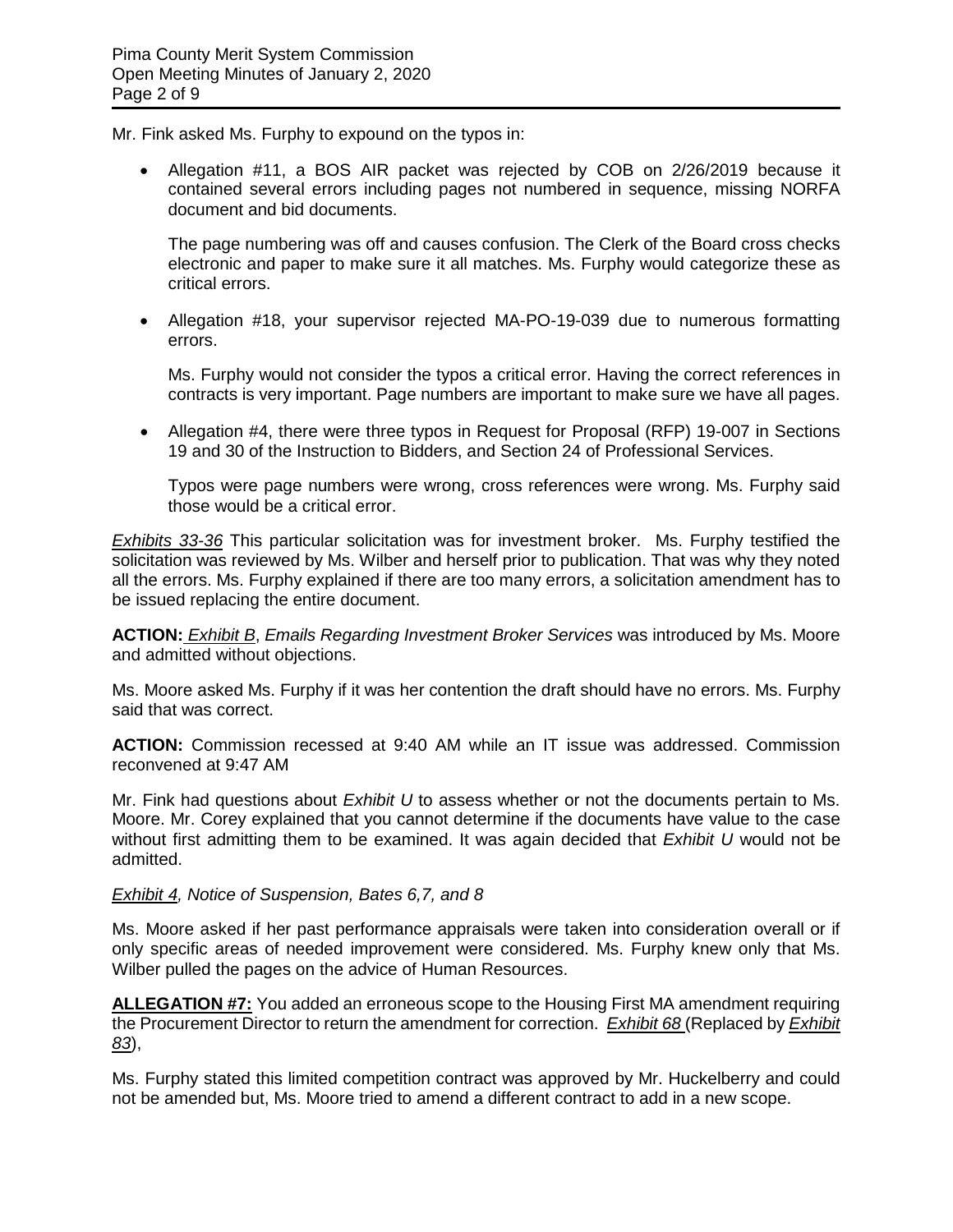Mr. Fink asked Ms. Furphy to expound on the typos in:

- Allegation #11, a BOS AIR packet was rejected by COB on 2/26/2019 because it contained several errors including pages not numbered in sequence, missing NORFA document and bid documents.

  The page numbering was off and causes confusion. The Clerk of the Board cross checks electronic and paper to make sure it all matches. Ms. Furphy would categorize these as critical errors.

- Allegation #18, your supervisor rejected MA-PO-19-039 due to numerous formatting errors.

  Ms. Furphy would not consider the typos a critical error. Having the correct references in contracts is very important. Page numbers are important to make sure we have all pages.

- Allegation #4, there were three typos in Request for Proposal (RFP) 19-007 in Sections 19 and 30 of the Instruction to Bidders, and Section 24 of Professional Services.

  Typos were page numbers were wrong, cross references were wrong. Ms. Furphy said those would be a critical error.

*Exhibits 33-36* This particular solicitation was for investment broker. Ms. Furphy testified the solicitation was reviewed by Ms. Wilber and herself prior to publication. That was why they noted all the errors. Ms. Furphy explained if there are too many errors, a solicitation amendment has to be issued replacing the entire document.

**ACTION:** *Exhibit B*, *Emails Regarding Investment Broker Services* was introduced by Ms. Moore and admitted without objections.

Ms. Moore asked Ms. Furphy if it was her contention the draft should have no errors. Ms. Furphy said that was correct.

**ACTION:** Commission recessed at 9:40 AM while an IT issue was addressed. Commission reconvened at 9:47 AM

Mr. Fink had questions about *Exhibit U* to assess whether or not the documents pertain to Ms. Moore. Mr. Corey explained that you cannot determine if the documents have value to the case without first admitting them to be examined. It was again decided that *Exhibit U* would not be admitted.

*Exhibit 4, Notice of Suspension, Bates 6,7, and 8*

Ms. Moore asked if her past performance appraisals were taken into consideration overall or if only specific areas of needed improvement were considered. Ms. Furphy knew only that Ms. Wilber pulled the pages on the advice of Human Resources.

**ALLEGATION #7:** You added an erroneous scope to the Housing First MA amendment requiring the Procurement Director to return the amendment for correction. *Exhibit 68* (Replaced by *Exhibit 83*),

Ms. Furphy stated this limited competition contract was approved by Mr. Huckelberry and could not be amended but, Ms. Moore tried to amend a different contract to add in a new scope.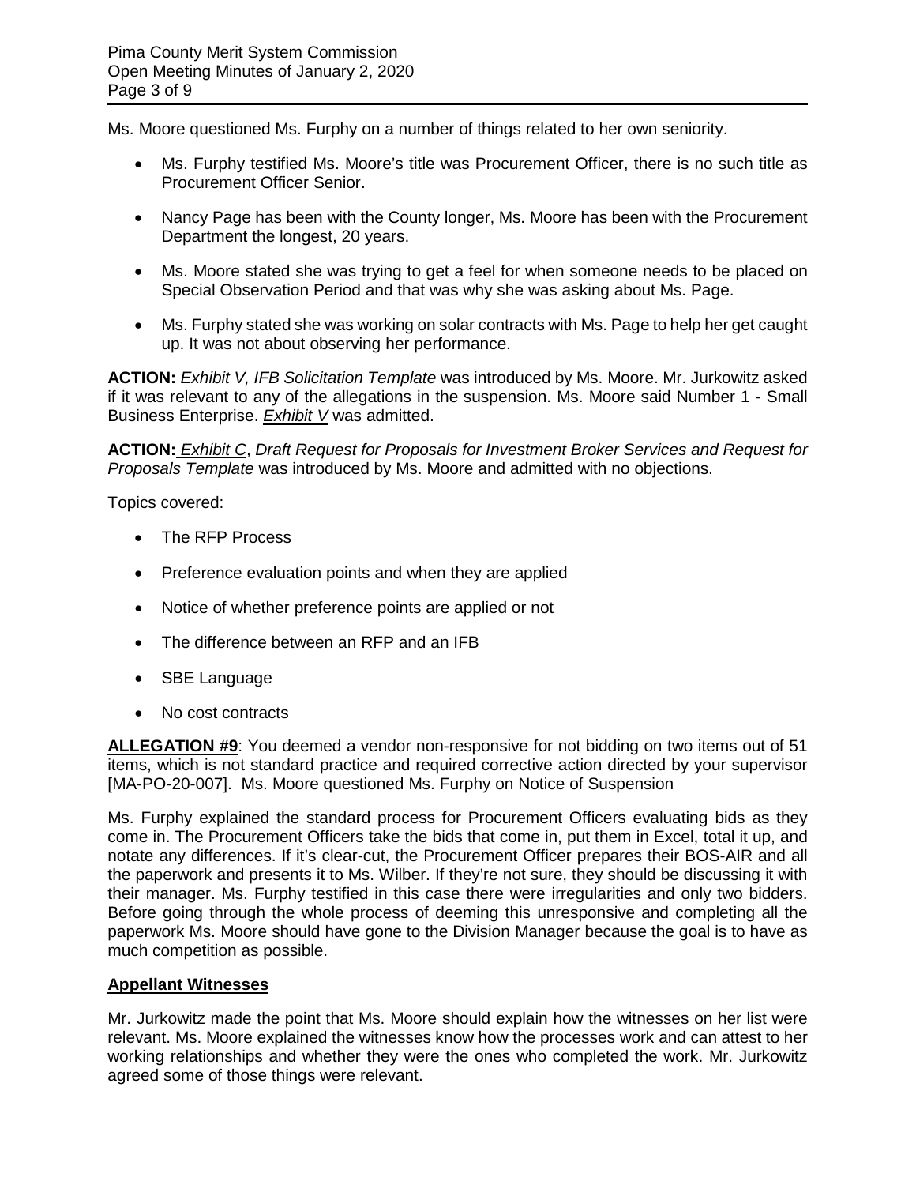Ms. Moore questioned Ms. Furphy on a number of things related to her own seniority.

- Ms. Furphy testified Ms. Moore's title was Procurement Officer, there is no such title as Procurement Officer Senior.
- Nancy Page has been with the County longer, Ms. Moore has been with the Procurement Department the longest, 20 years.
- Ms. Moore stated she was trying to get a feel for when someone needs to be placed on Special Observation Period and that was why she was asking about Ms. Page.
- Ms. Furphy stated she was working on solar contracts with Ms. Page to help her get caught up. It was not about observing her performance.

**ACTION:** *Exhibit V, IFB Solicitation Template* was introduced by Ms. Moore. Mr. Jurkowitz asked if it was relevant to any of the allegations in the suspension. Ms. Moore said Number 1 - Small Business Enterprise. *Exhibit V* was admitted.

**ACTION:** *Exhibit C*, *Draft Request for Proposals for Investment Broker Services and Request for Proposals Template* was introduced by Ms. Moore and admitted with no objections.

Topics covered:

- The RFP Process
- Preference evaluation points and when they are applied
- Notice of whether preference points are applied or not
- The difference between an RFP and an IFB
- SBE Language
- No cost contracts

**ALLEGATION #9**: You deemed a vendor non-responsive for not bidding on two items out of 51 items, which is not standard practice and required corrective action directed by your supervisor [MA-PO-20-007]. Ms. Moore questioned Ms. Furphy on Notice of Suspension

Ms. Furphy explained the standard process for Procurement Officers evaluating bids as they come in. The Procurement Officers take the bids that come in, put them in Excel, total it up, and notate any differences. If it's clear-cut, the Procurement Officer prepares their BOS-AIR and all the paperwork and presents it to Ms. Wilber. If they're not sure, they should be discussing it with their manager. Ms. Furphy testified in this case there were irregularities and only two bidders. Before going through the whole process of deeming this unresponsive and completing all the paperwork Ms. Moore should have gone to the Division Manager because the goal is to have as much competition as possible.

**Appellant Witnesses**

Mr. Jurkowitz made the point that Ms. Moore should explain how the witnesses on her list were relevant. Ms. Moore explained the witnesses know how the processes work and can attest to her working relationships and whether they were the ones who completed the work. Mr. Jurkowitz agreed some of those things were relevant.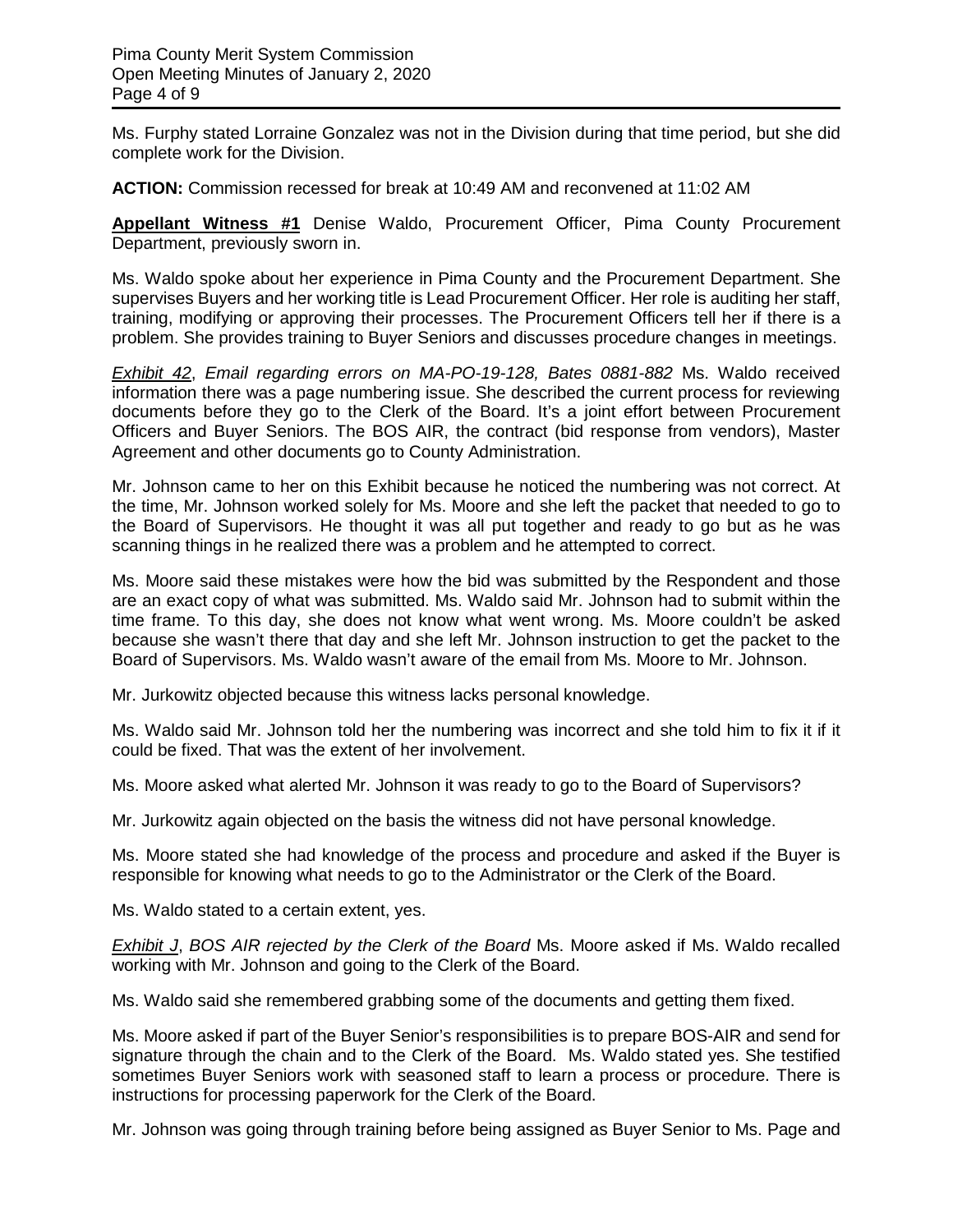Ms. Furphy stated Lorraine Gonzalez was not in the Division during that time period, but she did complete work for the Division.

**ACTION:** Commission recessed for break at 10:49 AM and reconvened at 11:02 AM

**Appellant Witness #1** Denise Waldo, Procurement Officer, Pima County Procurement Department, previously sworn in.

Ms. Waldo spoke about her experience in Pima County and the Procurement Department. She supervises Buyers and her working title is Lead Procurement Officer. Her role is auditing her staff, training, modifying or approving their processes. The Procurement Officers tell her if there is a problem. She provides training to Buyer Seniors and discusses procedure changes in meetings.

*Exhibit 42*, *Email regarding errors on MA-PO-19-128, Bates 0881-882* Ms. Waldo received information there was a page numbering issue. She described the current process for reviewing documents before they go to the Clerk of the Board. It's a joint effort between Procurement Officers and Buyer Seniors. The BOS AIR, the contract (bid response from vendors), Master Agreement and other documents go to County Administration.

Mr. Johnson came to her on this Exhibit because he noticed the numbering was not correct. At the time, Mr. Johnson worked solely for Ms. Moore and she left the packet that needed to go to the Board of Supervisors. He thought it was all put together and ready to go but as he was scanning things in he realized there was a problem and he attempted to correct.

Ms. Moore said these mistakes were how the bid was submitted by the Respondent and those are an exact copy of what was submitted. Ms. Waldo said Mr. Johnson had to submit within the time frame. To this day, she does not know what went wrong. Ms. Moore couldn't be asked because she wasn't there that day and she left Mr. Johnson instruction to get the packet to the Board of Supervisors. Ms. Waldo wasn't aware of the email from Ms. Moore to Mr. Johnson.

Mr. Jurkowitz objected because this witness lacks personal knowledge.

Ms. Waldo said Mr. Johnson told her the numbering was incorrect and she told him to fix it if it could be fixed. That was the extent of her involvement.

Ms. Moore asked what alerted Mr. Johnson it was ready to go to the Board of Supervisors?

Mr. Jurkowitz again objected on the basis the witness did not have personal knowledge.

Ms. Moore stated she had knowledge of the process and procedure and asked if the Buyer is responsible for knowing what needs to go to the Administrator or the Clerk of the Board.

Ms. Waldo stated to a certain extent, yes.

*Exhibit J*, *BOS AIR rejected by the Clerk of the Board* Ms. Moore asked if Ms. Waldo recalled working with Mr. Johnson and going to the Clerk of the Board.

Ms. Waldo said she remembered grabbing some of the documents and getting them fixed.

Ms. Moore asked if part of the Buyer Senior's responsibilities is to prepare BOS-AIR and send for signature through the chain and to the Clerk of the Board. Ms. Waldo stated yes. She testified sometimes Buyer Seniors work with seasoned staff to learn a process or procedure. There is instructions for processing paperwork for the Clerk of the Board.

Mr. Johnson was going through training before being assigned as Buyer Senior to Ms. Page and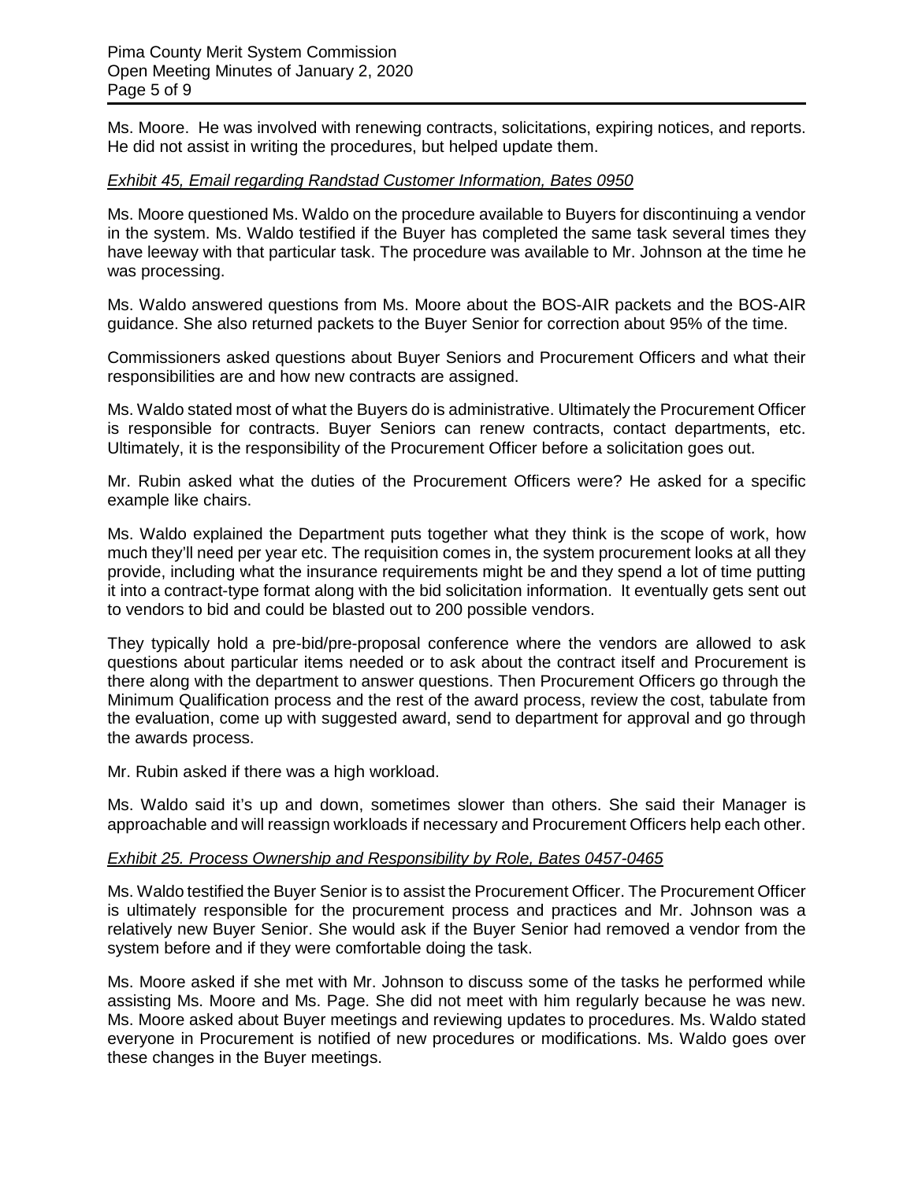Ms. Moore. He was involved with renewing contracts, solicitations, expiring notices, and reports. He did not assist in writing the procedures, but helped update them.

*Exhibit 45, Email regarding Randstad Customer Information, Bates 0950*

Ms. Moore questioned Ms. Waldo on the procedure available to Buyers for discontinuing a vendor in the system. Ms. Waldo testified if the Buyer has completed the same task several times they have leeway with that particular task. The procedure was available to Mr. Johnson at the time he was processing.

Ms. Waldo answered questions from Ms. Moore about the BOS-AIR packets and the BOS-AIR guidance. She also returned packets to the Buyer Senior for correction about 95% of the time.

Commissioners asked questions about Buyer Seniors and Procurement Officers and what their responsibilities are and how new contracts are assigned.

Ms. Waldo stated most of what the Buyers do is administrative. Ultimately the Procurement Officer is responsible for contracts. Buyer Seniors can renew contracts, contact departments, etc. Ultimately, it is the responsibility of the Procurement Officer before a solicitation goes out.

Mr. Rubin asked what the duties of the Procurement Officers were? He asked for a specific example like chairs.

Ms. Waldo explained the Department puts together what they think is the scope of work, how much they'll need per year etc. The requisition comes in, the system procurement looks at all they provide, including what the insurance requirements might be and they spend a lot of time putting it into a contract-type format along with the bid solicitation information. It eventually gets sent out to vendors to bid and could be blasted out to 200 possible vendors.

They typically hold a pre-bid/pre-proposal conference where the vendors are allowed to ask questions about particular items needed or to ask about the contract itself and Procurement is there along with the department to answer questions. Then Procurement Officers go through the Minimum Qualification process and the rest of the award process, review the cost, tabulate from the evaluation, come up with suggested award, send to department for approval and go through the awards process.

Mr. Rubin asked if there was a high workload.

Ms. Waldo said it's up and down, sometimes slower than others. She said their Manager is approachable and will reassign workloads if necessary and Procurement Officers help each other.

*Exhibit 25. Process Ownership and Responsibility by Role, Bates 0457-0465*

Ms. Waldo testified the Buyer Senior is to assist the Procurement Officer. The Procurement Officer is ultimately responsible for the procurement process and practices and Mr. Johnson was a relatively new Buyer Senior. She would ask if the Buyer Senior had removed a vendor from the system before and if they were comfortable doing the task.

Ms. Moore asked if she met with Mr. Johnson to discuss some of the tasks he performed while assisting Ms. Moore and Ms. Page. She did not meet with him regularly because he was new. Ms. Moore asked about Buyer meetings and reviewing updates to procedures. Ms. Waldo stated everyone in Procurement is notified of new procedures or modifications. Ms. Waldo goes over these changes in the Buyer meetings.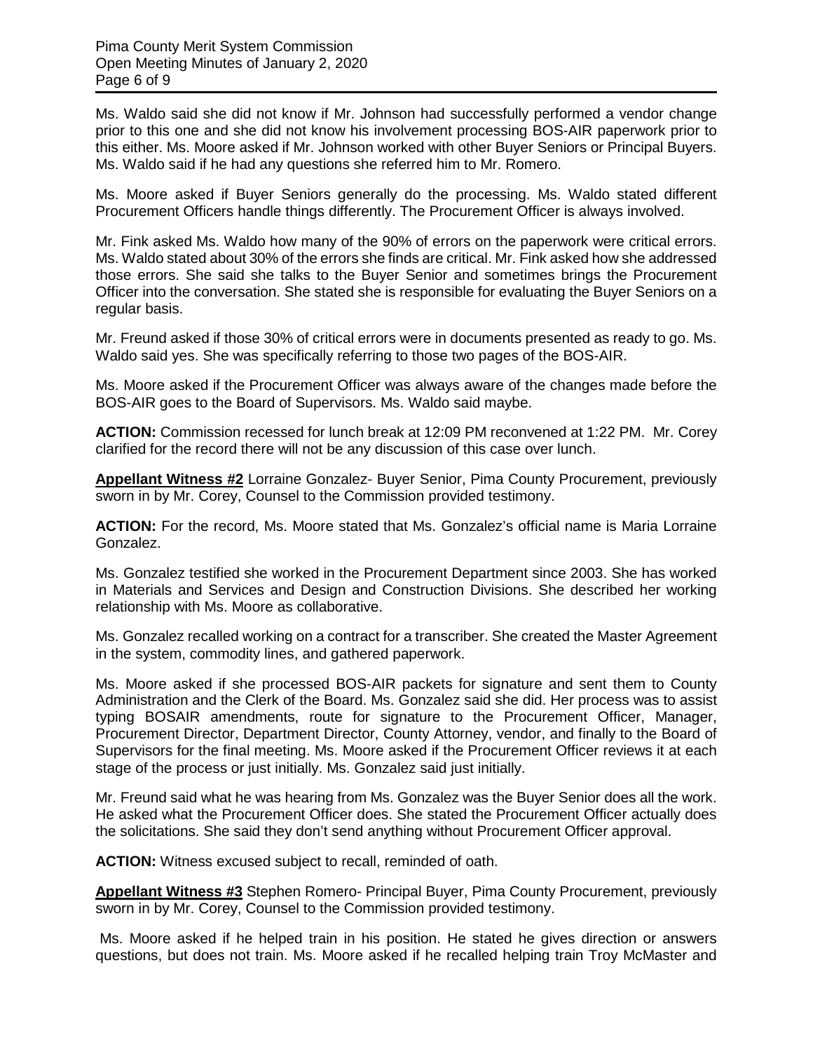Ms. Waldo said she did not know if Mr. Johnson had successfully performed a vendor change prior to this one and she did not know his involvement processing BOS-AIR paperwork prior to this either. Ms. Moore asked if Mr. Johnson worked with other Buyer Seniors or Principal Buyers. Ms. Waldo said if he had any questions she referred him to Mr. Romero.

Ms. Moore asked if Buyer Seniors generally do the processing. Ms. Waldo stated different Procurement Officers handle things differently. The Procurement Officer is always involved.

Mr. Fink asked Ms. Waldo how many of the 90% of errors on the paperwork were critical errors. Ms. Waldo stated about 30% of the errors she finds are critical. Mr. Fink asked how she addressed those errors. She said she talks to the Buyer Senior and sometimes brings the Procurement Officer into the conversation. She stated she is responsible for evaluating the Buyer Seniors on a regular basis.

Mr. Freund asked if those 30% of critical errors were in documents presented as ready to go. Ms. Waldo said yes. She was specifically referring to those two pages of the BOS-AIR.

Ms. Moore asked if the Procurement Officer was always aware of the changes made before the BOS-AIR goes to the Board of Supervisors. Ms. Waldo said maybe.

**ACTION:** Commission recessed for lunch break at 12:09 PM reconvened at 1:22 PM. Mr. Corey clarified for the record there will not be any discussion of this case over lunch.

<u>**Appellant Witness #2**</u> Lorraine Gonzalez- Buyer Senior, Pima County Procurement, previously sworn in by Mr. Corey, Counsel to the Commission provided testimony.

**ACTION:** For the record, Ms. Moore stated that Ms. Gonzalez's official name is Maria Lorraine Gonzalez.

Ms. Gonzalez testified she worked in the Procurement Department since 2003. She has worked in Materials and Services and Design and Construction Divisions. She described her working relationship with Ms. Moore as collaborative.

Ms. Gonzalez recalled working on a contract for a transcriber. She created the Master Agreement in the system, commodity lines, and gathered paperwork.

Ms. Moore asked if she processed BOS-AIR packets for signature and sent them to County Administration and the Clerk of the Board. Ms. Gonzalez said she did. Her process was to assist typing BOSAIR amendments, route for signature to the Procurement Officer, Manager, Procurement Director, Department Director, County Attorney, vendor, and finally to the Board of Supervisors for the final meeting. Ms. Moore asked if the Procurement Officer reviews it at each stage of the process or just initially. Ms. Gonzalez said just initially.

Mr. Freund said what he was hearing from Ms. Gonzalez was the Buyer Senior does all the work. He asked what the Procurement Officer does. She stated the Procurement Officer actually does the solicitations. She said they don't send anything without Procurement Officer approval.

**ACTION:** Witness excused subject to recall, reminded of oath.

<u>**Appellant Witness #3**</u> Stephen Romero- Principal Buyer, Pima County Procurement, previously sworn in by Mr. Corey, Counsel to the Commission provided testimony.

Ms. Moore asked if he helped train in his position. He stated he gives direction or answers questions, but does not train. Ms. Moore asked if he recalled helping train Troy McMaster and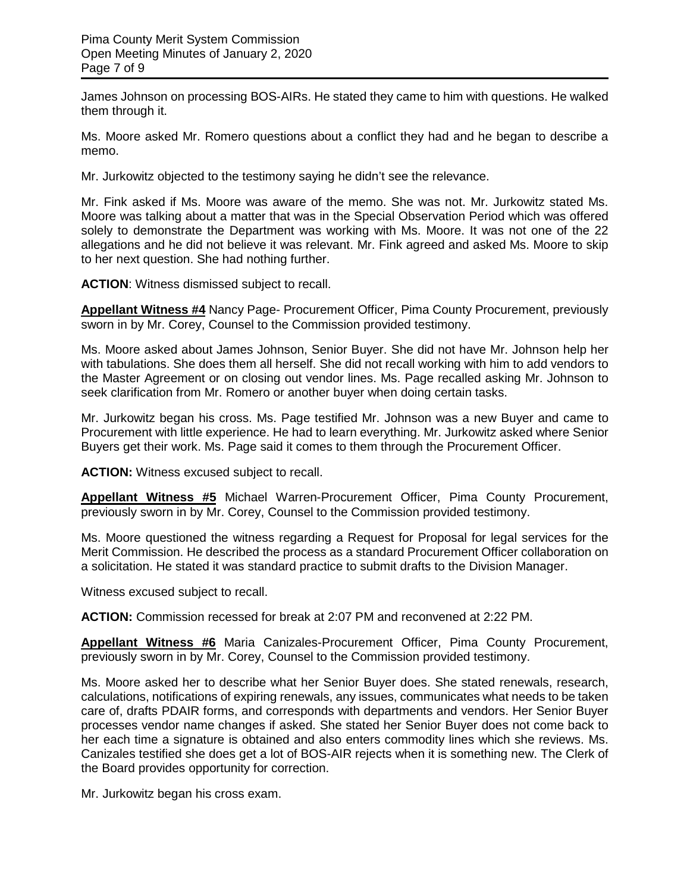James Johnson on processing BOS-AIRs. He stated they came to him with questions. He walked them through it.

Ms. Moore asked Mr. Romero questions about a conflict they had and he began to describe a memo.

Mr. Jurkowitz objected to the testimony saying he didn't see the relevance.

Mr. Fink asked if Ms. Moore was aware of the memo. She was not. Mr. Jurkowitz stated Ms. Moore was talking about a matter that was in the Special Observation Period which was offered solely to demonstrate the Department was working with Ms. Moore. It was not one of the 22 allegations and he did not believe it was relevant. Mr. Fink agreed and asked Ms. Moore to skip to her next question. She had nothing further.

**ACTION**: Witness dismissed subject to recall.

**Appellant Witness #4** Nancy Page- Procurement Officer, Pima County Procurement, previously sworn in by Mr. Corey, Counsel to the Commission provided testimony.

Ms. Moore asked about James Johnson, Senior Buyer. She did not have Mr. Johnson help her with tabulations. She does them all herself. She did not recall working with him to add vendors to the Master Agreement or on closing out vendor lines. Ms. Page recalled asking Mr. Johnson to seek clarification from Mr. Romero or another buyer when doing certain tasks.

Mr. Jurkowitz began his cross. Ms. Page testified Mr. Johnson was a new Buyer and came to Procurement with little experience. He had to learn everything. Mr. Jurkowitz asked where Senior Buyers get their work. Ms. Page said it comes to them through the Procurement Officer.

**ACTION:** Witness excused subject to recall.

**Appellant Witness #5** Michael Warren-Procurement Officer, Pima County Procurement, previously sworn in by Mr. Corey, Counsel to the Commission provided testimony.

Ms. Moore questioned the witness regarding a Request for Proposal for legal services for the Merit Commission. He described the process as a standard Procurement Officer collaboration on a solicitation. He stated it was standard practice to submit drafts to the Division Manager.

Witness excused subject to recall.

**ACTION:** Commission recessed for break at 2:07 PM and reconvened at 2:22 PM.

**Appellant Witness #6** Maria Canizales-Procurement Officer, Pima County Procurement, previously sworn in by Mr. Corey, Counsel to the Commission provided testimony.

Ms. Moore asked her to describe what her Senior Buyer does. She stated renewals, research, calculations, notifications of expiring renewals, any issues, communicates what needs to be taken care of, drafts PDAIR forms, and corresponds with departments and vendors. Her Senior Buyer processes vendor name changes if asked. She stated her Senior Buyer does not come back to her each time a signature is obtained and also enters commodity lines which she reviews. Ms. Canizales testified she does get a lot of BOS-AIR rejects when it is something new. The Clerk of the Board provides opportunity for correction.

Mr. Jurkowitz began his cross exam.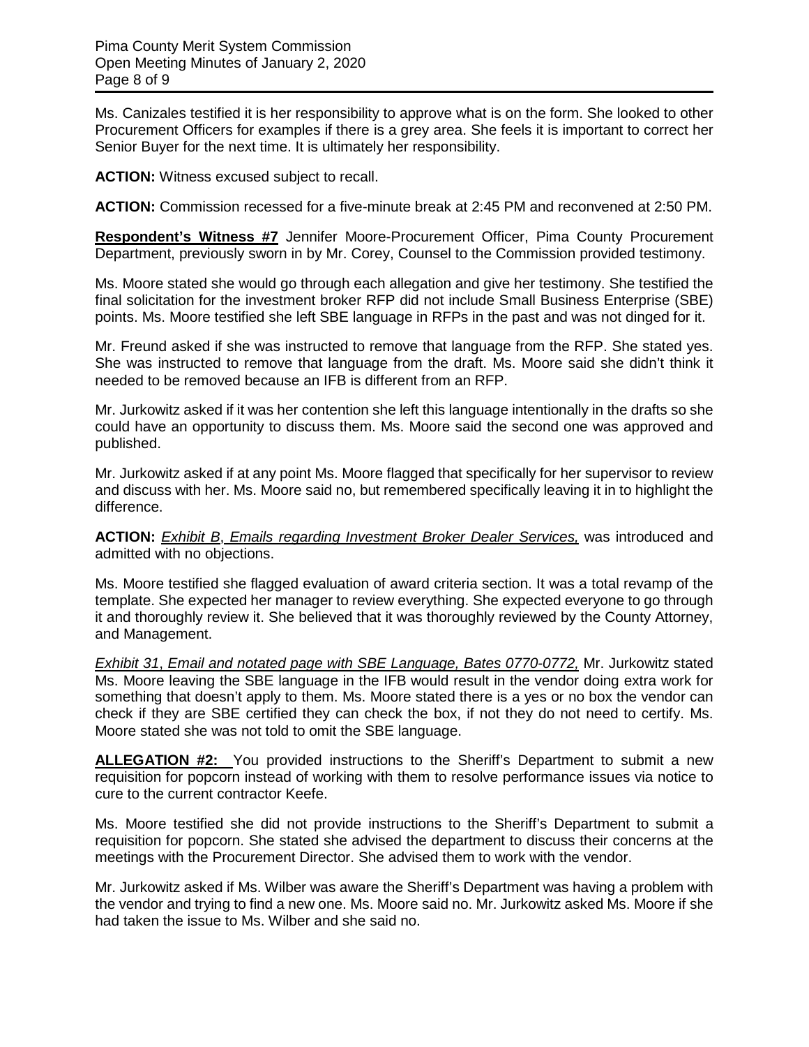Ms. Canizales testified it is her responsibility to approve what is on the form. She looked to other Procurement Officers for examples if there is a grey area. She feels it is important to correct her Senior Buyer for the next time. It is ultimately her responsibility.

**ACTION:** Witness excused subject to recall.

**ACTION:** Commission recessed for a five-minute break at 2:45 PM and reconvened at 2:50 PM.

**<u>Respondent's Witness #7</u>** Jennifer Moore-Procurement Officer, Pima County Procurement Department, previously sworn in by Mr. Corey, Counsel to the Commission provided testimony.

Ms. Moore stated she would go through each allegation and give her testimony. She testified the final solicitation for the investment broker RFP did not include Small Business Enterprise (SBE) points. Ms. Moore testified she left SBE language in RFPs in the past and was not dinged for it.

Mr. Freund asked if she was instructed to remove that language from the RFP. She stated yes. She was instructed to remove that language from the draft. Ms. Moore said she didn't think it needed to be removed because an IFB is different from an RFP.

Mr. Jurkowitz asked if it was her contention she left this language intentionally in the drafts so she could have an opportunity to discuss them. Ms. Moore said the second one was approved and published.

Mr. Jurkowitz asked if at any point Ms. Moore flagged that specifically for her supervisor to review and discuss with her. Ms. Moore said no, but remembered specifically leaving it in to highlight the difference.

**ACTION:** *<u>Exhibit B, Emails regarding Investment Broker Dealer Services,</u>* was introduced and admitted with no objections.

Ms. Moore testified she flagged evaluation of award criteria section. It was a total revamp of the template. She expected her manager to review everything. She expected everyone to go through it and thoroughly review it. She believed that it was thoroughly reviewed by the County Attorney, and Management.

*<u>Exhibit 31, Email and notated page with SBE Language, Bates 0770-0772,</u>* Mr. Jurkowitz stated Ms. Moore leaving the SBE language in the IFB would result in the vendor doing extra work for something that doesn't apply to them. Ms. Moore stated there is a yes or no box the vendor can check if they are SBE certified they can check the box, if not they do not need to certify. Ms. Moore stated she was not told to omit the SBE language.

**<u>ALLEGATION #2:</u>** You provided instructions to the Sheriff's Department to submit a new requisition for popcorn instead of working with them to resolve performance issues via notice to cure to the current contractor Keefe.

Ms. Moore testified she did not provide instructions to the Sheriff's Department to submit a requisition for popcorn. She stated she advised the department to discuss their concerns at the meetings with the Procurement Director. She advised them to work with the vendor.

Mr. Jurkowitz asked if Ms. Wilber was aware the Sheriff's Department was having a problem with the vendor and trying to find a new one. Ms. Moore said no. Mr. Jurkowitz asked Ms. Moore if she had taken the issue to Ms. Wilber and she said no.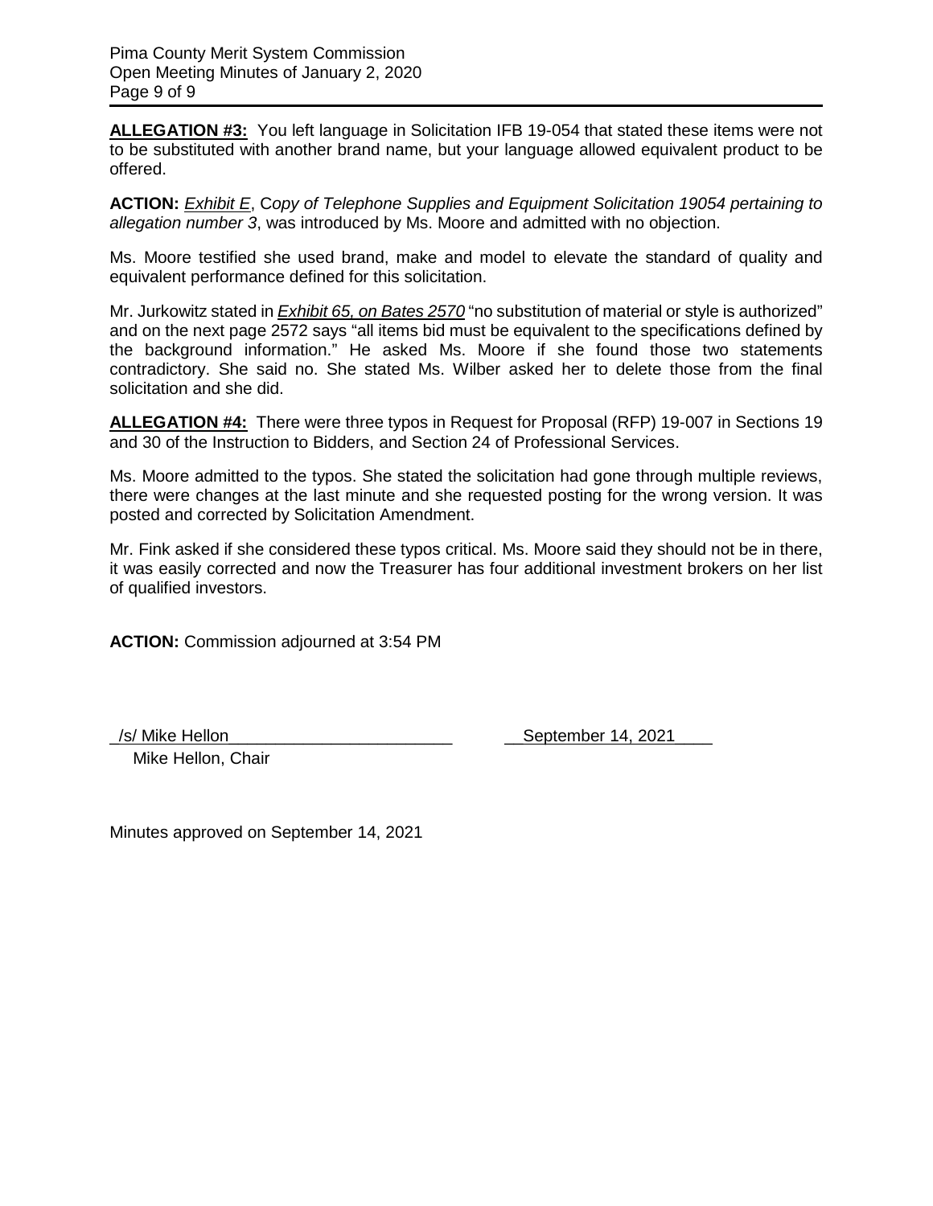**ALLEGATION #3:** You left language in Solicitation IFB 19-054 that stated these items were not to be substituted with another brand name, but your language allowed equivalent product to be offered.

**ACTION:** *Exhibit E*, *Copy of Telephone Supplies and Equipment Solicitation 19054 pertaining to allegation number 3*, was introduced by Ms. Moore and admitted with no objection.

Ms. Moore testified she used brand, make and model to elevate the standard of quality and equivalent performance defined for this solicitation.

Mr. Jurkowitz stated in ***Exhibit 65, on Bates 2570*** "no substitution of material or style is authorized" and on the next page 2572 says "all items bid must be equivalent to the specifications defined by the background information." He asked Ms. Moore if she found those two statements contradictory. She said no. She stated Ms. Wilber asked her to delete those from the final solicitation and she did.

**ALLEGATION #4:** There were three typos in Request for Proposal (RFP) 19-007 in Sections 19 and 30 of the Instruction to Bidders, and Section 24 of Professional Services.

Ms. Moore admitted to the typos. She stated the solicitation had gone through multiple reviews, there were changes at the last minute and she requested posting for the wrong version. It was posted and corrected by Solicitation Amendment.

Mr. Fink asked if she considered these typos critical. Ms. Moore said they should not be in there, it was easily corrected and now the Treasurer has four additional investment brokers on her list of qualified investors.

**ACTION:** Commission adjourned at 3:54 PM

_/s/ Mike Hellon________________________ __September 14, 2021____

Mike Hellon, Chair

Minutes approved on September 14, 2021